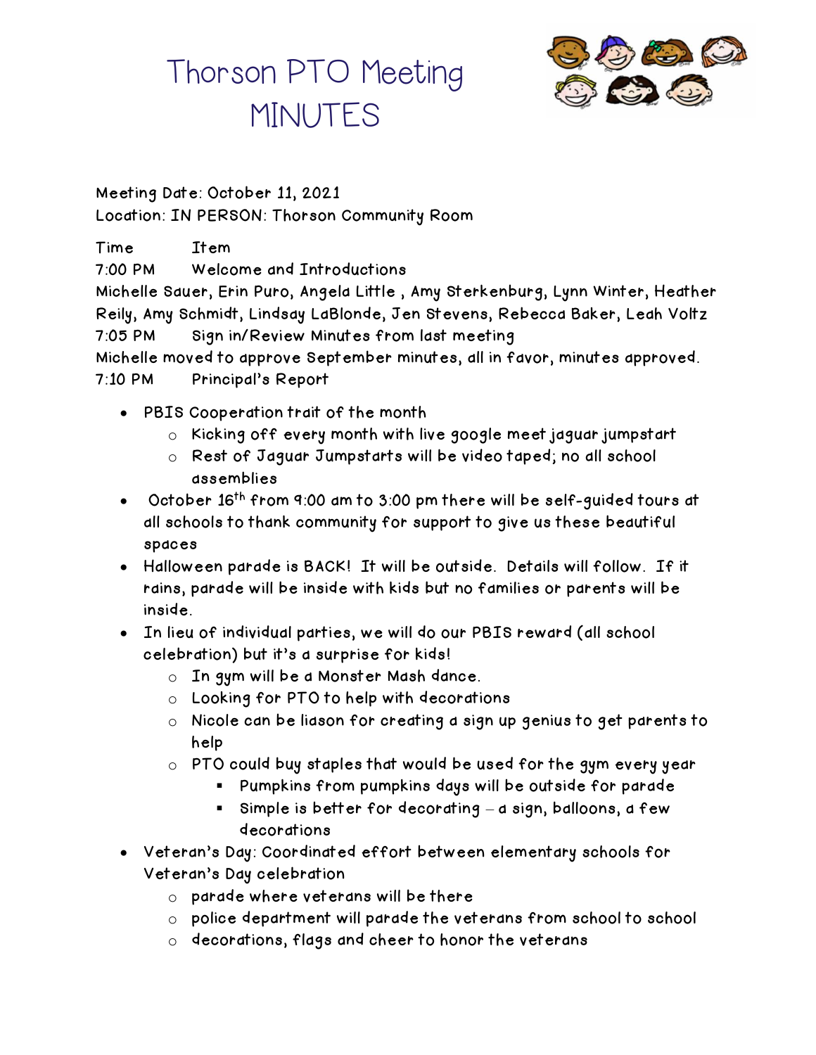# Thorson PTO Meeting MINUTES

Meeting Date: October 11, 2021
Location: IN PERSON: Thorson Community Room

Time Item

7:00 PM Welcome and Introductions

Michelle Sauer, Erin Puro, Angela Little , Amy Sterkenburg, Lynn Winter, Heather Reily, Amy Schmidt, Lindsay LaBlonde, Jen Stevens, Rebecca Baker, Leah Voltz

7:05 PM Sign in/Review Minutes from last meeting

Michelle moved to approve September minutes, all in favor, minutes approved.

7:10 PM Principal's Report

- PBIS Cooperation trait of the month
  - Kicking off every month with live google meet jaguar jumpstart
  - Rest of Jaguar Jumpstarts will be video taped; no all school assemblies
- October 16th from 9:00 am to 3:00 pm there will be self-guided tours at all schools to thank community for support to give us these beautiful spaces
- Halloween parade is BACK! It will be outside. Details will follow. If it rains, parade will be inside with kids but no families or parents will be inside.
- In lieu of individual parties, we will do our PBIS reward (all school celebration) but it's a surprise for kids!
  - In gym will be a Monster Mash dance.
  - Looking for PTO to help with decorations
  - Nicole can be liason for creating a sign up genius to get parents to help
  - PTO could buy staples that would be used for the gym every year
    - Pumpkins from pumpkins days will be outside for parade
    - Simple is better for decorating – a sign, balloons, a few decorations
- Veteran's Day: Coordinated effort between elementary schools for Veteran's Day celebration
  - parade where veterans will be there
  - police department will parade the veterans from school to school
  - decorations, flags and cheer to honor the veterans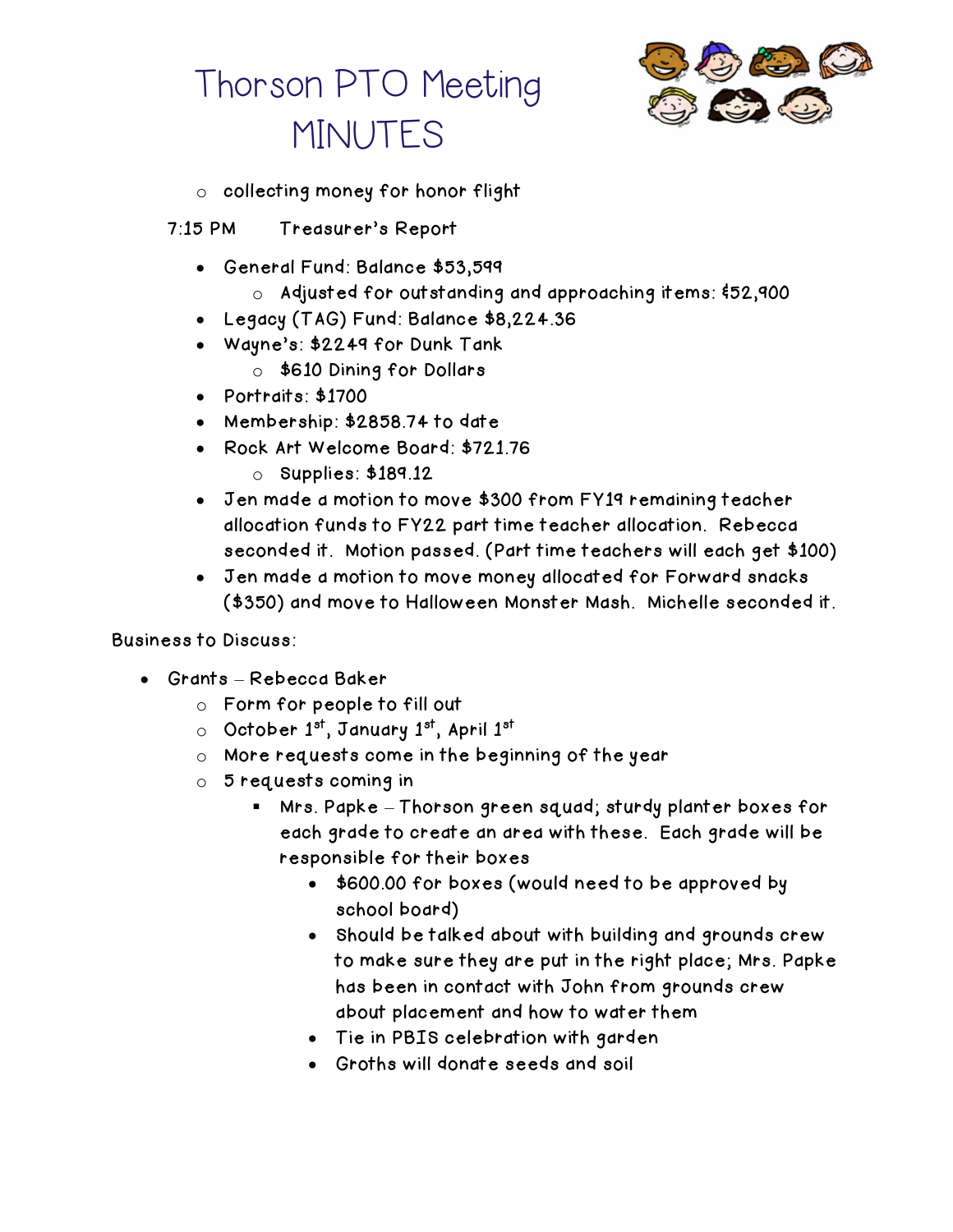# Thorson PTO Meeting MINUTES

- collecting money for honor flight

7:15 PM Treasurer's Report

- General Fund: Balance $53,599
  - Adjusted for outstanding and approaching items: $52,900
- Legacy (TAG) Fund: Balance $8,224.36
- Wayne's: $2249 for Dunk Tank
  - $610 Dining for Dollars
- Portraits: $1700
- Membership: $2858.74 to date
- Rock Art Welcome Board: $721.76
  - Supplies: $189.12
- Jen made a motion to move $300 from FY19 remaining teacher allocation funds to FY22 part time teacher allocation. Rebecca seconded it. Motion passed. (Part time teachers will each get $100)
- Jen made a motion to move money allocated for Forward snacks ($350) and move to Halloween Monster Mash. Michelle seconded it.

Business to Discuss:

- Grants – Rebecca Baker
  - Form for people to fill out
  - October 1st, January 1st, April 1st
  - More requests come in the beginning of the year
  - 5 requests coming in
    - Mrs. Papke – Thorson green squad; sturdy planter boxes for each grade to create an area with these. Each grade will be responsible for their boxes
      - $600.00 for boxes (would need to be approved by school board)
      - Should be talked about with building and grounds crew to make sure they are put in the right place; Mrs. Papke has been in contact with John from grounds crew about placement and how to water them
      - Tie in PBIS celebration with garden
      - Groths will donate seeds and soil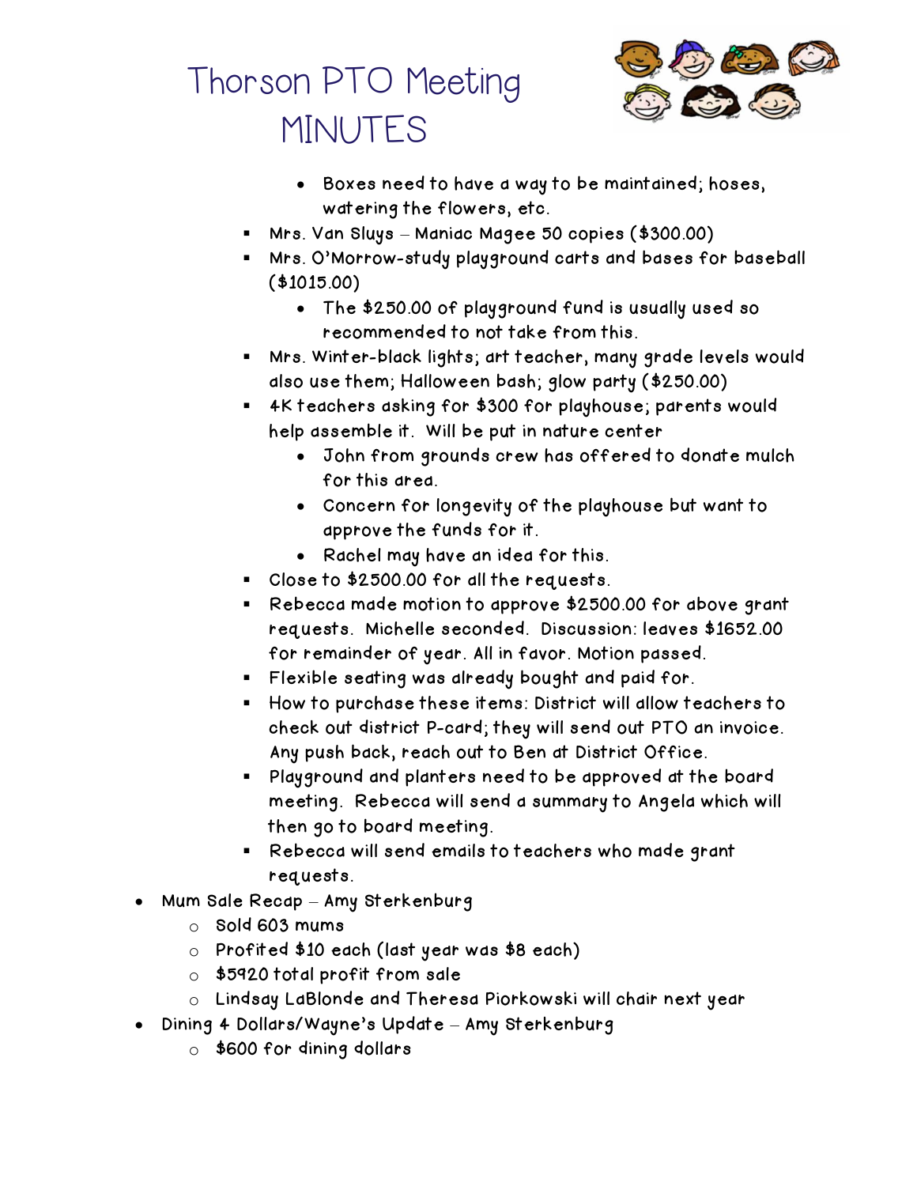# Thorson PTO Meeting MINUTES

        - Boxes need to have a way to be maintained; hoses, watering the flowers, etc.
    - Mrs. Van Sluys – Maniac Magee 50 copies ($300.00)
    - Mrs. O'Morrow-study playground carts and bases for baseball ($1015.00)
        - The $250.00 of playground fund is usually used so recommended to not take from this.
    - Mrs. Winter-black lights; art teacher, many grade levels would also use them; Halloween bash; glow party ($250.00)
    - 4K teachers asking for $300 for playhouse; parents would help assemble it. Will be put in nature center
        - John from grounds crew has offered to donate mulch for this area.
        - Concern for longevity of the playhouse but want to approve the funds for it.
        - Rachel may have an idea for this.
    - Close to $2500.00 for all the requests.
    - Rebecca made motion to approve $2500.00 for above grant requests. Michelle seconded. Discussion: leaves $1652.00 for remainder of year. All in favor. Motion passed.
    - Flexible seating was already bought and paid for.
    - How to purchase these items: District will allow teachers to check out district P-card; they will send out PTO an invoice. Any push back, reach out to Ben at District Office.
    - Playground and planters need to be approved at the board meeting. Rebecca will send a summary to Angela which will then go to board meeting.
    - Rebecca will send emails to teachers who made grant requests.

- Mum Sale Recap – Amy Sterkenburg
    - Sold 603 mums
    - Profited $10 each (last year was $8 each)
    - $5920 total profit from sale
    - Lindsay LaBlonde and Theresa Piorkowski will chair next year
- Dining 4 Dollars/Wayne's Update – Amy Sterkenburg
    - $600 for dining dollars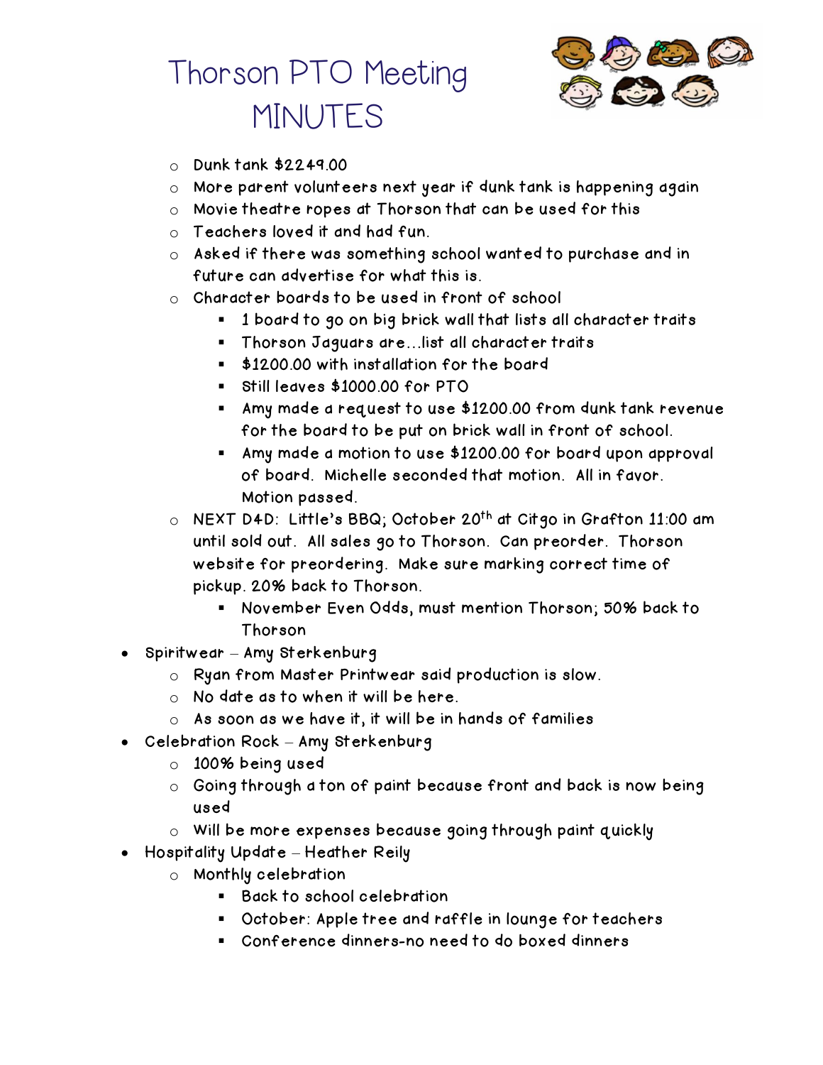# Thorson PTO Meeting MINUTES

- Dunk tank $2249.00
- More parent volunteers next year if dunk tank is happening again
- Movie theatre ropes at Thorson that can be used for this
- Teachers loved it and had fun.
- Asked if there was something school wanted to purchase and in future can advertise for what this is.
- Character boards to be used in front of school
  - 1 board to go on big brick wall that lists all character traits
  - Thorson Jaguars are…list all character traits
  - $1200.00 with installation for the board
  - Still leaves $1000.00 for PTO
  - Amy made a request to use $1200.00 from dunk tank revenue for the board to be put on brick wall in front of school.
  - Amy made a motion to use $1200.00 for board upon approval of board. Michelle seconded that motion. All in favor. Motion passed.
- NEXT D4D: Little's BBQ; October 20th at Citgo in Grafton 11:00 am until sold out. All sales go to Thorson. Can preorder. Thorson website for preordering. Make sure marking correct time of pickup. 20% back to Thorson.
  - November Even Odds, must mention Thorson; 50% back to Thorson

- Spiritwear – Amy Sterkenburg
  - Ryan from Master Printwear said production is slow.
  - No date as to when it will be here.
  - As soon as we have it, it will be in hands of families
- Celebration Rock – Amy Sterkenburg
  - 100% being used
  - Going through a ton of paint because front and back is now being used
  - Will be more expenses because going through paint quickly
- Hospitality Update – Heather Reily
  - Monthly celebration
    - Back to school celebration
    - October: Apple tree and raffle in lounge for teachers
    - Conference dinners-no need to do boxed dinners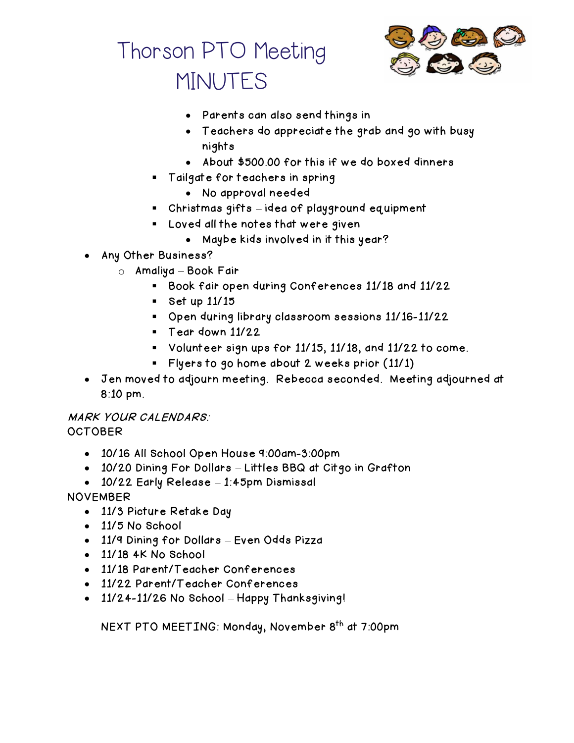# Thorson PTO Meeting MINUTES

            - Parents can also send things in
            - Teachers do appreciate the grab and go with busy nights
            - About $500.00 for this if we do boxed dinners
        - Tailgate for teachers in spring
            - No approval needed
        - Christmas gifts – idea of playground equipment
        - Loved all the notes that were given
            - Maybe kids involved in it this year?
- Any Other Business?
    - Amaliya – Book Fair
        - Book fair open during Conferences 11/18 and 11/22
        - Set up 11/15
        - Open during library classroom sessions 11/16-11/22
        - Tear down 11/22
        - Volunteer sign ups for 11/15, 11/18, and 11/22 to come.
        - Flyers to go home about 2 weeks prior (11/1)
- Jen moved to adjourn meeting. Rebecca seconded. Meeting adjourned at 8:10 pm.

*MARK YOUR CALENDARS:*

OCTOBER

- 10/16 All School Open House 9:00am-3:00pm
- 10/20 Dining For Dollars – Littles BBQ at Citgo in Grafton
- 10/22 Early Release – 1:45pm Dismissal

NOVEMBER

- 11/3 Picture Retake Day
- 11/5 No School
- 11/9 Dining for Dollars – Even Odds Pizza
- 11/18 4K No School
- 11/18 Parent/Teacher Conferences
- 11/22 Parent/Teacher Conferences
- 11/24-11/26 No School – Happy Thanksgiving!

NEXT PTO MEETING: Monday, November 8th at 7:00pm